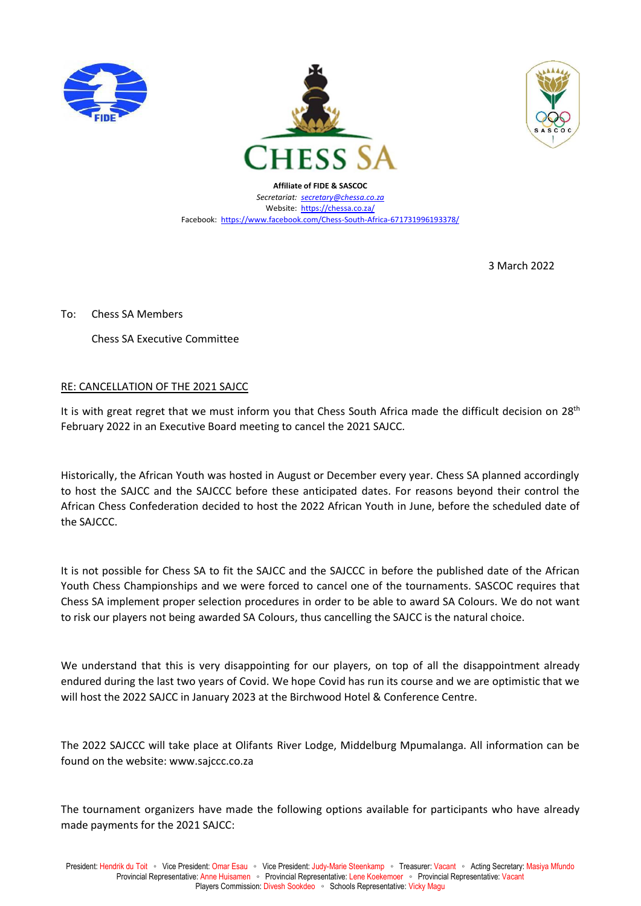**Affiliate of FIDE & SASCOC**
*Secretariat: secretary@chessa.co.za*
Website: https://chessa.co.za/
Facebook: https://www.facebook.com/Chess-South-Africa-671731996193378/

3 March 2022

To: Chess SA Members

Chess SA Executive Committee

RE: CANCELLATION OF THE 2021 SAJCC

It is with great regret that we must inform you that Chess South Africa made the difficult decision on 28th February 2022 in an Executive Board meeting to cancel the 2021 SAJCC.

Historically, the African Youth was hosted in August or December every year. Chess SA planned accordingly to host the SAJCC and the SAJCCC before these anticipated dates. For reasons beyond their control the African Chess Confederation decided to host the 2022 African Youth in June, before the scheduled date of the SAJCCC.

It is not possible for Chess SA to fit the SAJCC and the SAJCCC in before the published date of the African Youth Chess Championships and we were forced to cancel one of the tournaments. SASCOC requires that Chess SA implement proper selection procedures in order to be able to award SA Colours. We do not want to risk our players not being awarded SA Colours, thus cancelling the SAJCC is the natural choice.

We understand that this is very disappointing for our players, on top of all the disappointment already endured during the last two years of Covid. We hope Covid has run its course and we are optimistic that we will host the 2022 SAJCC in January 2023 at the Birchwood Hotel & Conference Centre.

The 2022 SAJCCC will take place at Olifants River Lodge, Middelburg Mpumalanga. All information can be found on the website: www.sajccc.co.za

The tournament organizers have made the following options available for participants who have already made payments for the 2021 SAJCC:

President: Hendrik du Toit ◦ Vice President: Omar Esau ◦ Vice President: Judy-Marie Steenkamp ◦ Treasurer: Vacant ◦ Acting Secretary: Masiya Mfundo
Provincial Representative: Anne Huisamen ◦ Provincial Representative: Lene Koekemoer ◦ Provincial Representative: Vacant
Players Commission: Divesh Sookdeo ◦ Schools Representative: Vicky Magu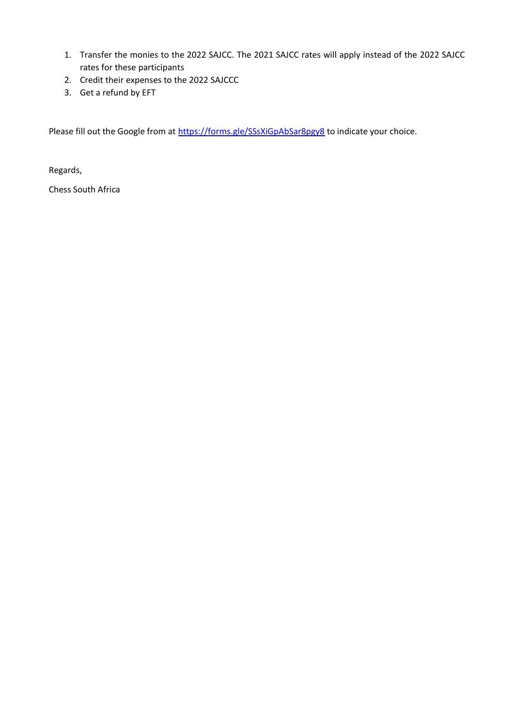1. Transfer the monies to the 2022 SAJCC. The 2021 SAJCC rates will apply instead of the 2022 SAJCC rates for these participants
2. Credit their expenses to the 2022 SAJCCC
3. Get a refund by EFT

Please fill out the Google from at [https://forms.gle/SSsXiGpAbSar8pgy8](https://forms.gle/SSsXiGpAbSar8pgy8) to indicate your choice.

Regards,

Chess South Africa